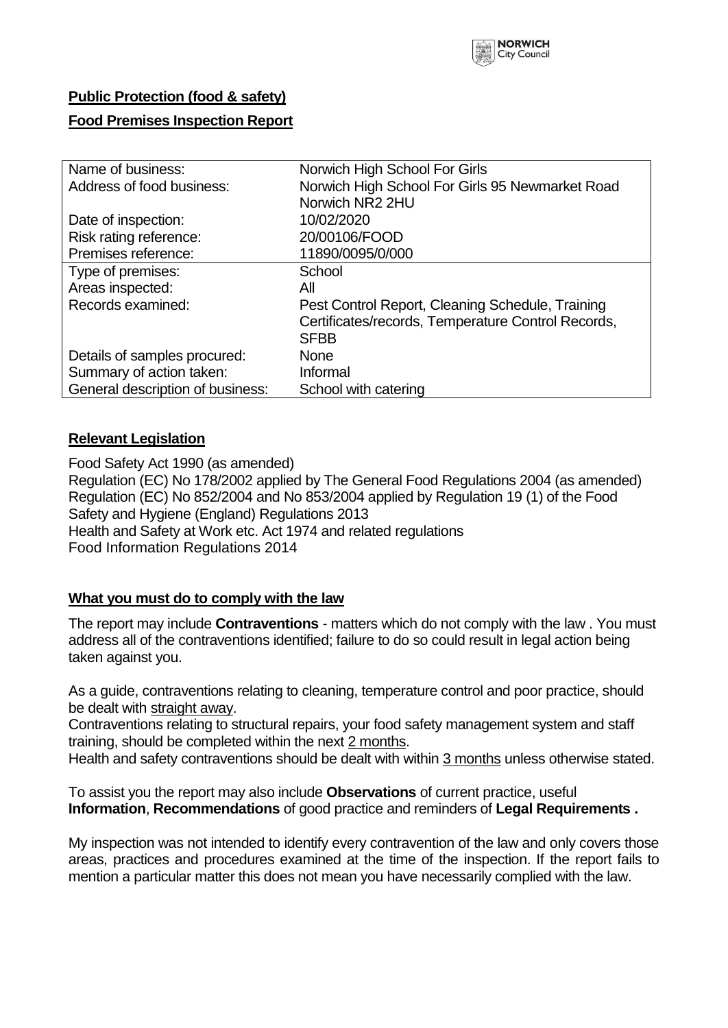**Public Protection (food & safety)**

**Food Premises Inspection Report**

| Name of business: | Norwich High School For Girls |
|---|---|
| Address of food business: | Norwich High School For Girls 95 Newmarket Road Norwich NR2 2HU |
| Date of inspection: | 10/02/2020 |
| Risk rating reference: | 20/00106/FOOD |
| Premises reference: | 11890/0095/0/000 |
| Type of premises: | School |
| Areas inspected: | All |
| Records examined: | Pest Control Report, Cleaning Schedule, Training Certificates/records, Temperature Control Records, SFBB |
| Details of samples procured: | None |
| Summary of action taken: | Informal |
| General description of business: | School with catering |

## Relevant Legislation

Food Safety Act 1990 (as amended)
Regulation (EC) No 178/2002 applied by The General Food Regulations 2004 (as amended)
Regulation (EC) No 852/2004 and No 853/2004 applied by Regulation 19 (1) of the Food Safety and Hygiene (England) Regulations 2013
Health and Safety at Work etc. Act 1974 and related regulations
Food Information Regulations 2014

## What you must do to comply with the law

The report may include **Contraventions** - matters which do not comply with the law . You must address all of the contraventions identified; failure to do so could result in legal action being taken against you.

As a guide, contraventions relating to cleaning, temperature control and poor practice, should be dealt with straight away.
Contraventions relating to structural repairs, your food safety management system and staff training, should be completed within the next 2 months.
Health and safety contraventions should be dealt with within 3 months unless otherwise stated.

To assist you the report may also include **Observations** of current practice, useful **Information**, **Recommendations** of good practice and reminders of **Legal Requirements .**

My inspection was not intended to identify every contravention of the law and only covers those areas, practices and procedures examined at the time of the inspection. If the report fails to mention a particular matter this does not mean you have necessarily complied with the law.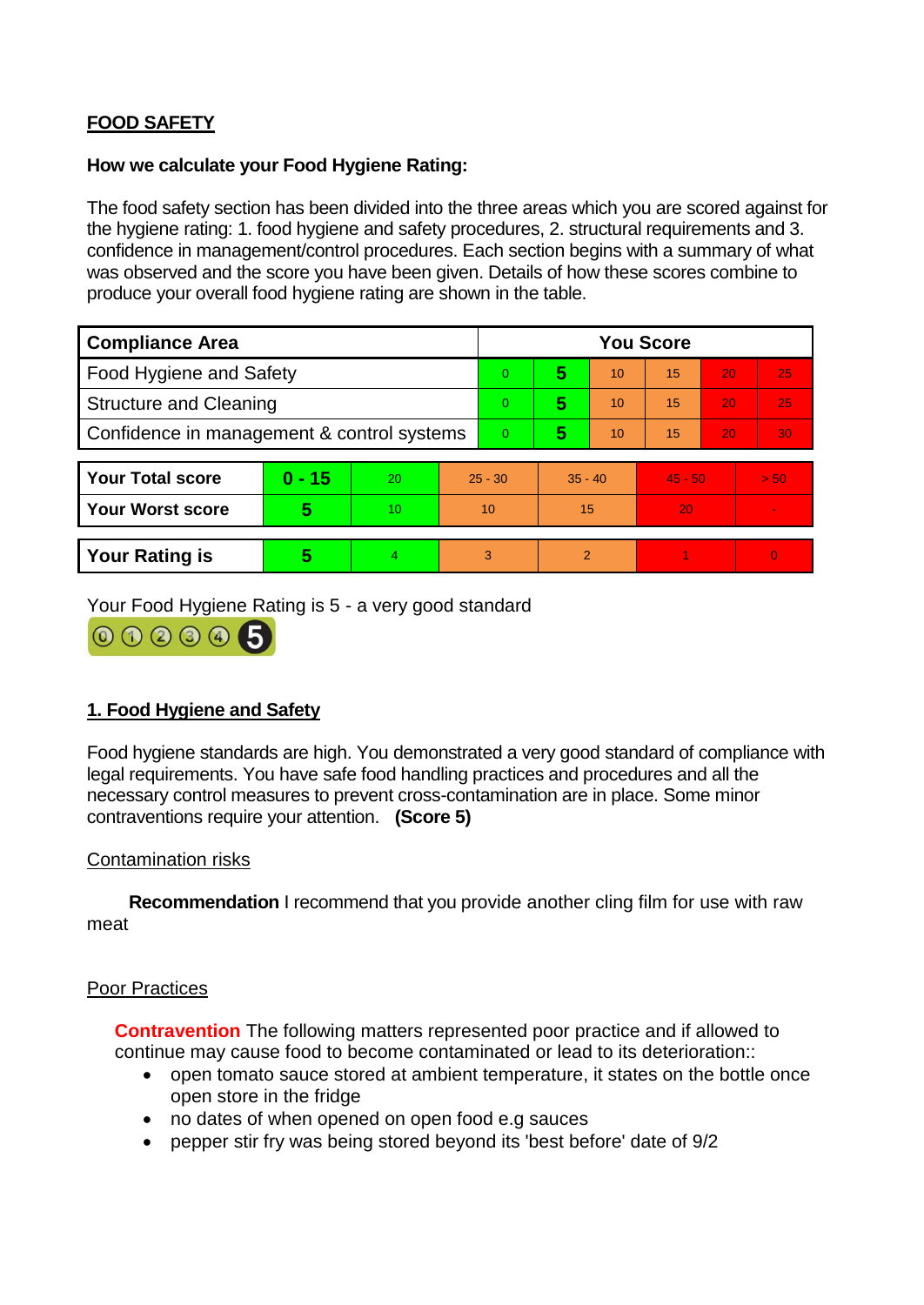## FOOD SAFETY

**How we calculate your Food Hygiene Rating:**

The food safety section has been divided into the three areas which you are scored against for the hygiene rating: 1. food hygiene and safety procedures, 2. structural requirements and 3. confidence in management/control procedures. Each section begins with a summary of what was observed and the score you have been given. Details of how these scores combine to produce your overall food hygiene rating are shown in the table.

| Compliance Area | You Score | | | | | |
|---|---|---|---|---|---|---|
| Food Hygiene and Safety | 0 | **5** | 10 | 15 | 20 | 25 |
| Structure and Cleaning | 0 | **5** | 10 | 15 | 20 | 25 |
| Confidence in management & control systems | 0 | **5** | 10 | 15 | 20 | 30 |

| | | | | | | |
|---|---|---|---|---|---|---|
| **Your Total score** | **0 - 15** | 20 | 25 - 30 | 35 - 40 | 45 - 50 | > 50 |
| **Your Worst score** | **5** | 10 | 10 | 15 | 20 | - |

| | | | | | | |
|---|---|---|---|---|---|---|
| **Your Rating is** | **5** | 4 | 3 | 2 | 1 | 0 |

Your Food Hygiene Rating is 5 - a very good standard

## 1. Food Hygiene and Safety

Food hygiene standards are high. You demonstrated a very good standard of compliance with legal requirements. You have safe food handling practices and procedures and all the necessary control measures to prevent cross-contamination are in place. Some minor contraventions require your attention. **(Score 5)**

Contamination risks

**Recommendation** I recommend that you provide another cling film for use with raw meat

Poor Practices

**Contravention** The following matters represented poor practice and if allowed to continue may cause food to become contaminated or lead to its deterioration::

- open tomato sauce stored at ambient temperature, it states on the bottle once open store in the fridge
- no dates of when opened on open food e.g sauces
- pepper stir fry was being stored beyond its 'best before' date of 9/2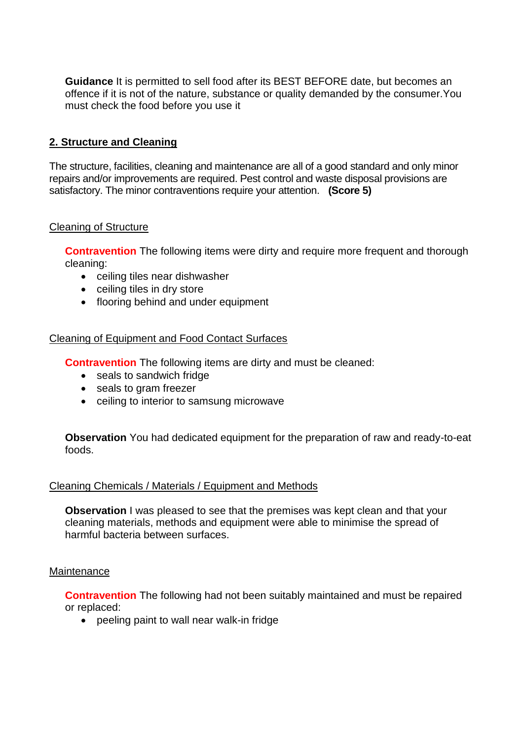**Guidance** It is permitted to sell food after its BEST BEFORE date, but becomes an offence if it is not of the nature, substance or quality demanded by the consumer.You must check the food before you use it

## 2. Structure and Cleaning

The structure, facilities, cleaning and maintenance are all of a good standard and only minor repairs and/or improvements are required. Pest control and waste disposal provisions are satisfactory. The minor contraventions require your attention. **(Score 5)**

### Cleaning of Structure

**Contravention** The following items were dirty and require more frequent and thorough cleaning:

- ceiling tiles near dishwasher
- ceiling tiles in dry store
- flooring behind and under equipment

### Cleaning of Equipment and Food Contact Surfaces

**Contravention** The following items are dirty and must be cleaned:

- seals to sandwich fridge
- seals to gram freezer
- ceiling to interior to samsung microwave

**Observation** You had dedicated equipment for the preparation of raw and ready-to-eat foods.

### Cleaning Chemicals / Materials / Equipment and Methods

**Observation** I was pleased to see that the premises was kept clean and that your cleaning materials, methods and equipment were able to minimise the spread of harmful bacteria between surfaces.

### Maintenance

**Contravention** The following had not been suitably maintained and must be repaired or replaced:

- peeling paint to wall near walk-in fridge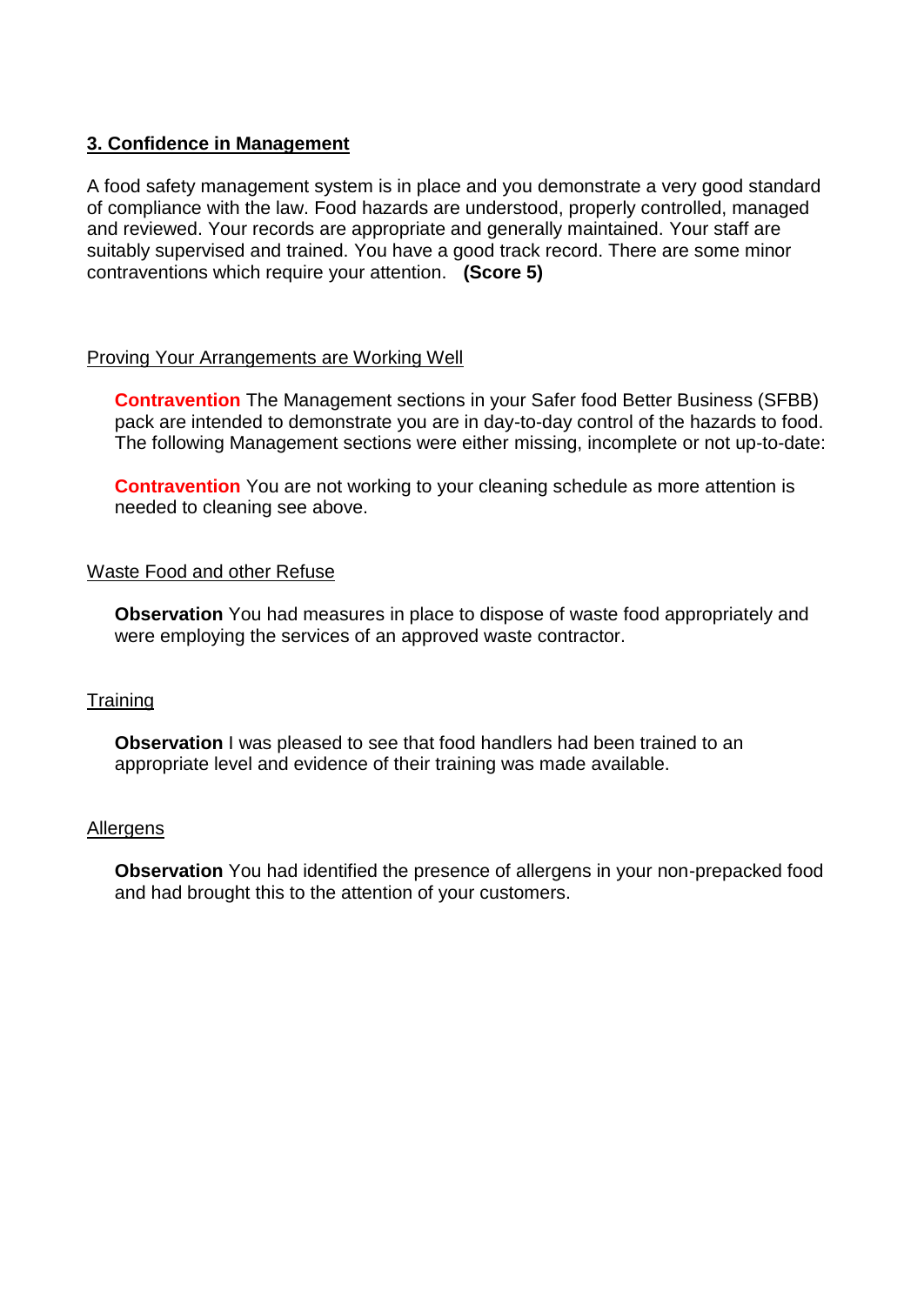## 3. Confidence in Management

A food safety management system is in place and you demonstrate a very good standard of compliance with the law. Food hazards are understood, properly controlled, managed and reviewed. Your records are appropriate and generally maintained. Your staff are suitably supervised and trained. You have a good track record. There are some minor contraventions which require your attention. **(Score 5)**

### Proving Your Arrangements are Working Well

**Contravention** The Management sections in your Safer food Better Business (SFBB) pack are intended to demonstrate you are in day-to-day control of the hazards to food. The following Management sections were either missing, incomplete or not up-to-date:

**Contravention** You are not working to your cleaning schedule as more attention is needed to cleaning see above.

### Waste Food and other Refuse

**Observation** You had measures in place to dispose of waste food appropriately and were employing the services of an approved waste contractor.

### Training

**Observation** I was pleased to see that food handlers had been trained to an appropriate level and evidence of their training was made available.

### Allergens

**Observation** You had identified the presence of allergens in your non-prepacked food and had brought this to the attention of your customers.